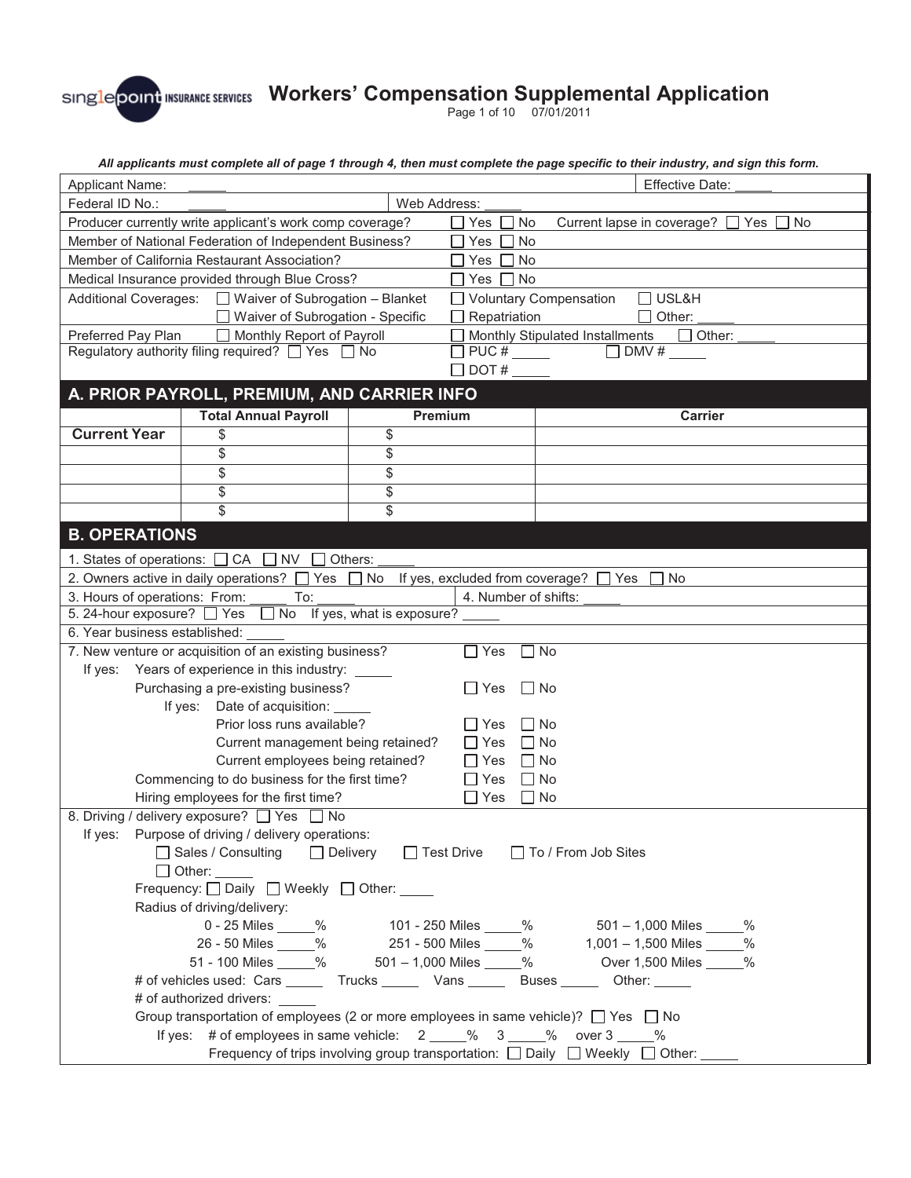# Workers' Compensation Supplemental Application

*All applicants must complete all of page 1 through 4, then must complete the page specific to their industry, and sign this form.*

| | | |
|---|---|---|
| Applicant Name: _____ | | Effective Date: _____ |
| Federal ID No.: _____ | Web Address: _____ | |
| Producer currently write applicant's work comp coverage? | ☐ Yes ☐ No | Current lapse in coverage? ☐ Yes ☐ No |
| Member of National Federation of Independent Business? | ☐ Yes ☐ No | |
| Member of California Restaurant Association? | ☐ Yes ☐ No | |
| Medical Insurance provided through Blue Cross? | ☐ Yes ☐ No | |
| Additional Coverages: ☐ Waiver of Subrogation – Blanket ☐ Waiver of Subrogation - Specific | ☐ Voluntary Compensation ☐ Repatriation | ☐ USL&H ☐ Other: _____ |
| Preferred Pay Plan ☐ Monthly Report of Payroll | ☐ Monthly Stipulated Installments | ☐ Other: _____ |
| Regulatory authority filing required? ☐ Yes ☐ No | ☐ PUC # _____ ☐ DOT # _____ | ☐ DMV # _____ |

## A. PRIOR PAYROLL, PREMIUM, AND CARRIER INFO

| | Total Annual Payroll | Premium | Carrier |
|---|---|---|---|
| **Current Year** | $ | $ | |
| | $ | $ | |
| | $ | $ | |
| | $ | $ | |
| | $ | $ | |

## B. OPERATIONS

1. States of operations: ☐ CA ☐ NV ☐ Others: _____
2. Owners active in daily operations? ☐ Yes ☐ No If yes, excluded from coverage? ☐ Yes ☐ No
3. Hours of operations: From: _____ To: _____
4. Number of shifts: _____
5. 24-hour exposure? ☐ Yes ☐ No If yes, what is exposure? _____
6. Year business established: _____
7. New venture or acquisition of an existing business? ☐ Yes ☐ No
   - If yes: Years of experience in this industry: _____
     - Purchasing a pre-existing business? ☐ Yes ☐ No
       - If yes: Date of acquisition: _____
         - Prior loss runs available? ☐ Yes ☐ No
         - Current management being retained? ☐ Yes ☐ No
         - Current employees being retained? ☐ Yes ☐ No
     - Commencing to do business for the first time? ☐ Yes ☐ No
     - Hiring employees for the first time? ☐ Yes ☐ No
8. Driving / delivery exposure? ☐ Yes ☐ No
   - If yes: Purpose of driving / delivery operations:
     - ☐ Sales / Consulting ☐ Delivery ☐ Test Drive ☐ To / From Job Sites
     - ☐ Other: _____
   - Frequency: ☐ Daily ☐ Weekly ☐ Other: _____
   - Radius of driving/delivery:

| | | |
|---|---|---|
| 0 - 25 Miles _____% | 101 - 250 Miles _____% | 501 – 1,000 Miles _____% |
| 26 - 50 Miles _____% | 251 - 500 Miles _____% | 1,001 – 1,500 Miles _____% |
| 51 - 100 Miles _____% | 501 – 1,000 Miles _____% | Over 1,500 Miles _____% |

   - # of vehicles used: Cars _____ Trucks _____ Vans _____ Buses _____ Other: _____
   - # of authorized drivers: _____
   - Group transportation of employees (2 or more employees in same vehicle)? ☐ Yes ☐ No
     - If yes: # of employees in same vehicle: 2 _____% 3 _____% over 3 _____%
     - Frequency of trips involving group transportation: ☐ Daily ☐ Weekly ☐ Other: _____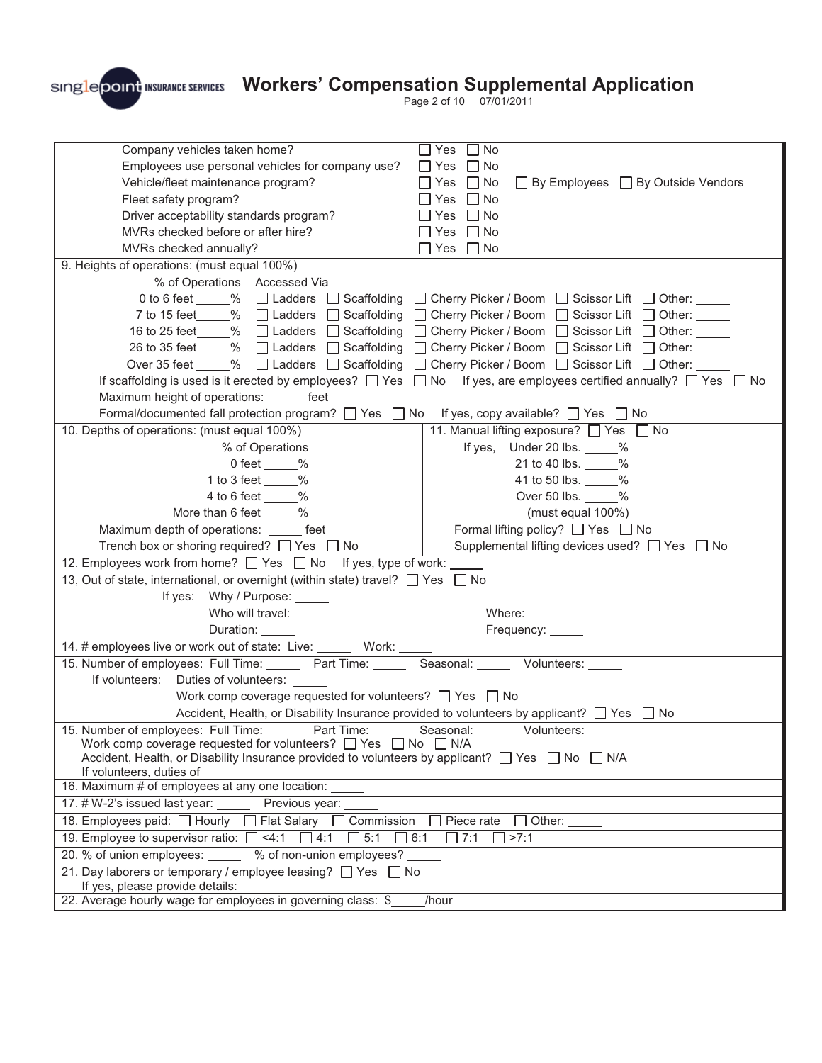# Workers' Compensation Supplemental Application

| | |
|---|---|
| Company vehicles taken home? | ☐ Yes ☐ No |
| Employees use personal vehicles for company use? | ☐ Yes ☐ No |
| Vehicle/fleet maintenance program? | ☐ Yes ☐ No ☐ By Employees ☐ By Outside Vendors |
| Fleet safety program? | ☐ Yes ☐ No |
| Driver acceptability standards program? | ☐ Yes ☐ No |
| MVRs checked before or after hire? | ☐ Yes ☐ No |
| MVRs checked annually? | ☐ Yes ☐ No |

9. Heights of operations: (must equal 100%)

| % of Operations | Accessed Via |
|---|---|
| 0 to 6 feet _____% | ☐ Ladders ☐ Scaffolding ☐ Cherry Picker / Boom ☐ Scissor Lift ☐ Other: _____ |
| 7 to 15 feet_____% | ☐ Ladders ☐ Scaffolding ☐ Cherry Picker / Boom ☐ Scissor Lift ☐ Other: _____ |
| 16 to 25 feet_____% | ☐ Ladders ☐ Scaffolding ☐ Cherry Picker / Boom ☐ Scissor Lift ☐ Other: _____ |
| 26 to 35 feet_____% | ☐ Ladders ☐ Scaffolding ☐ Cherry Picker / Boom ☐ Scissor Lift ☐ Other: _____ |
| Over 35 feet _____% | ☐ Ladders ☐ Scaffolding ☐ Cherry Picker / Boom ☐ Scissor Lift ☐ Other: _____ |

If scaffolding is used is it erected by employees? ☐ Yes ☐ No If yes, are employees certified annually? ☐ Yes ☐ No

Maximum height of operations: _____ feet

Formal/documented fall protection program? ☐ Yes ☐ No If yes, copy available? ☐ Yes ☐ No

| 10. Depths of operations: (must equal 100%) | 11. Manual lifting exposure? ☐ Yes ☐ No |
|---|---|
| % of Operations | If yes, Under 20 lbs. _____% |
| 0 feet _____% | 21 to 40 lbs. _____% |
| 1 to 3 feet _____% | 41 to 50 lbs. _____% |
| 4 to 6 feet _____% | Over 50 lbs. _____% |
| More than 6 feet _____% | (must equal 100%) |
| Maximum depth of operations: _____ feet | Formal lifting policy? ☐ Yes ☐ No |
| Trench box or shoring required? ☐ Yes ☐ No | Supplemental lifting devices used? ☐ Yes ☐ No |

12. Employees work from home? ☐ Yes ☐ No If yes, type of work: _____

13, Out of state, international, or overnight (within state) travel? ☐ Yes ☐ No

If yes: Why / Purpose: _____

Who will travel: _____ Where: _____

Duration: _____ Frequency: _____

14. # employees live or work out of state: Live: _____ Work: _____

15. Number of employees: Full Time: _____ Part Time: _____ Seasonal: _____ Volunteers: _____

If volunteers: Duties of volunteers: _____

Work comp coverage requested for volunteers? ☐ Yes ☐ No

Accident, Health, or Disability Insurance provided to volunteers by applicant? ☐ Yes ☐ No

15. Number of employees: Full Time: _____ Part Time: _____ Seasonal: _____ Volunteers: _____

Work comp coverage requested for volunteers? ☐ Yes ☐ No ☐ N/A

Accident, Health, or Disability Insurance provided to volunteers by applicant? ☐ Yes ☐ No ☐ N/A

If volunteers, duties of

16. Maximum # of employees at any one location: _____

17. # W-2's issued last year: _____ Previous year: _____

18. Employees paid: ☐ Hourly ☐ Flat Salary ☐ Commission ☐ Piece rate ☐ Other: _____

19. Employee to supervisor ratio: ☐ <4:1 ☐ 4:1 ☐ 5:1 ☐ 6:1 ☐ 7:1 ☐ >7:1

20. % of union employees: _____ % of non-union employees? _____

21. Day laborers or temporary / employee leasing? ☐ Yes ☐ No

If yes, please provide details: _____

22. Average hourly wage for employees in governing class: $_____/hour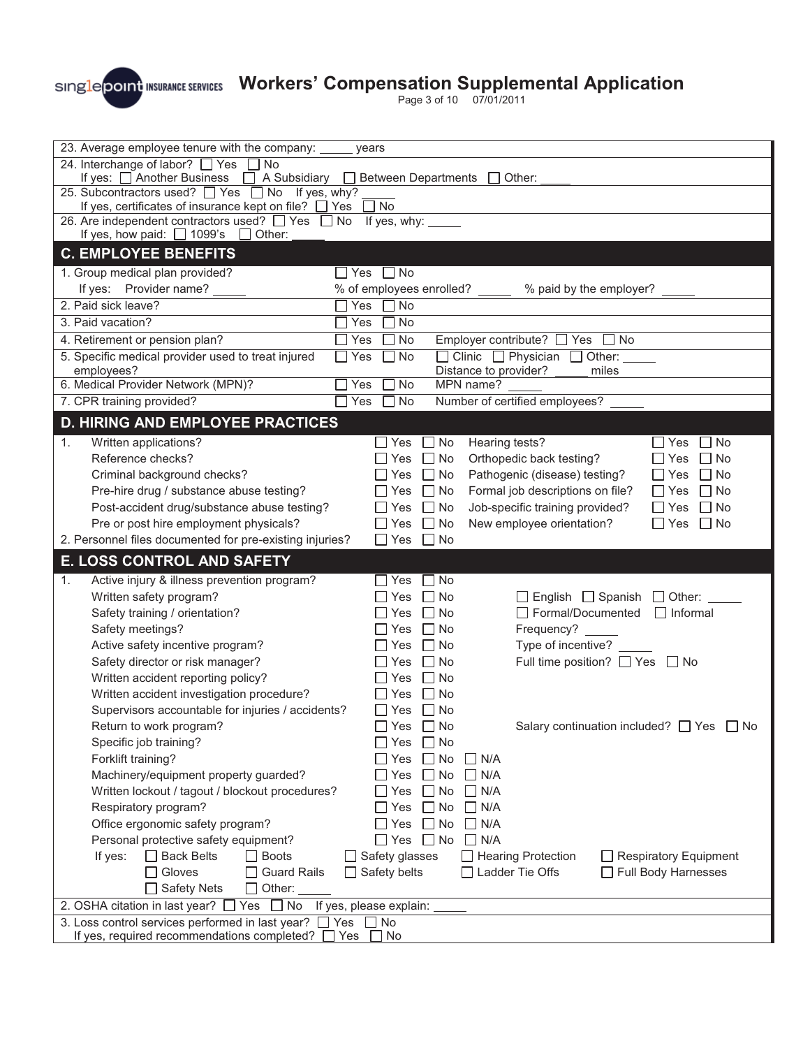# Workers' Compensation Supplemental Application

23. Average employee tenure with the company: _____ years

24. Interchange of labor? ☐ Yes ☐ No
If yes: ☐ Another Business ☐ A Subsidiary ☐ Between Departments ☐ Other: _____

25. Subcontractors used? ☐ Yes ☐ No If yes, why? _____
If yes, certificates of insurance kept on file? ☐ Yes ☐ No

26. Are independent contractors used? ☐ Yes ☐ No If yes, why: _____
If yes, how paid: ☐ 1099's ☐ Other: _____

## C. EMPLOYEE BENEFITS

1. Group medical plan provided? ☐ Yes ☐ No
If yes: Provider name? _____ % of employees enrolled? _____ % paid by the employer? _____

2. Paid sick leave? ☐ Yes ☐ No

3. Paid vacation? ☐ Yes ☐ No

4. Retirement or pension plan? ☐ Yes ☐ No Employer contribute? ☐ Yes ☐ No

5. Specific medical provider used to treat injured employees? ☐ Yes ☐ No ☐ Clinic ☐ Physician ☐ Other: _____
Distance to provider? _____ miles

6. Medical Provider Network (MPN)? ☐ Yes ☐ No MPN name? _____

7. CPR training provided? ☐ Yes ☐ No Number of certified employees? _____

## D. HIRING AND EMPLOYEE PRACTICES

1.
- Written applications? ☐ Yes ☐ No
- Reference checks? ☐ Yes ☐ No
- Criminal background checks? ☐ Yes ☐ No
- Pre-hire drug / substance abuse testing? ☐ Yes ☐ No
- Post-accident drug/substance abuse testing? ☐ Yes ☐ No
- Pre or post hire employment physicals? ☐ Yes ☐ No
- Hearing tests? ☐ Yes ☐ No
- Orthopedic back testing? ☐ Yes ☐ No
- Pathogenic (disease) testing? ☐ Yes ☐ No
- Formal job descriptions on file? ☐ Yes ☐ No
- Job-specific training provided? ☐ Yes ☐ No
- New employee orientation? ☐ Yes ☐ No

2. Personnel files documented for pre-existing injuries? ☐ Yes ☐ No

## E. LOSS CONTROL AND SAFETY

1.
- Active injury & illness prevention program? ☐ Yes ☐ No
- Written safety program? ☐ Yes ☐ No ☐ English ☐ Spanish ☐ Other: _____
- Safety training / orientation? ☐ Yes ☐ No ☐ Formal/Documented ☐ Informal
- Safety meetings? ☐ Yes ☐ No Frequency? _____
- Active safety incentive program? ☐ Yes ☐ No Type of incentive? _____
- Safety director or risk manager? ☐ Yes ☐ No Full time position? ☐ Yes ☐ No
- Written accident reporting policy? ☐ Yes ☐ No
- Written accident investigation procedure? ☐ Yes ☐ No
- Supervisors accountable for injuries / accidents? ☐ Yes ☐ No
- Return to work program? ☐ Yes ☐ No Salary continuation included? ☐ Yes ☐ No
- Specific job training? ☐ Yes ☐ No
- Forklift training? ☐ Yes ☐ No ☐ N/A
- Machinery/equipment property guarded? ☐ Yes ☐ No ☐ N/A
- Written lockout / tagout / blockout procedures? ☐ Yes ☐ No ☐ N/A
- Respiratory program? ☐ Yes ☐ No ☐ N/A
- Office ergonomic safety program? ☐ Yes ☐ No ☐ N/A
- Personal protective safety equipment? ☐ Yes ☐ No ☐ N/A

If yes: ☐ Back Belts ☐ Boots ☐ Safety glasses ☐ Hearing Protection ☐ Respiratory Equipment ☐ Gloves ☐ Guard Rails ☐ Safety belts ☐ Ladder Tie Offs ☐ Full Body Harnesses ☐ Safety Nets ☐ Other: _____

2. OSHA citation in last year? ☐ Yes ☐ No If yes, please explain: _____

3. Loss control services performed in last year? ☐ Yes ☐ No
If yes, required recommendations completed? ☐ Yes ☐ No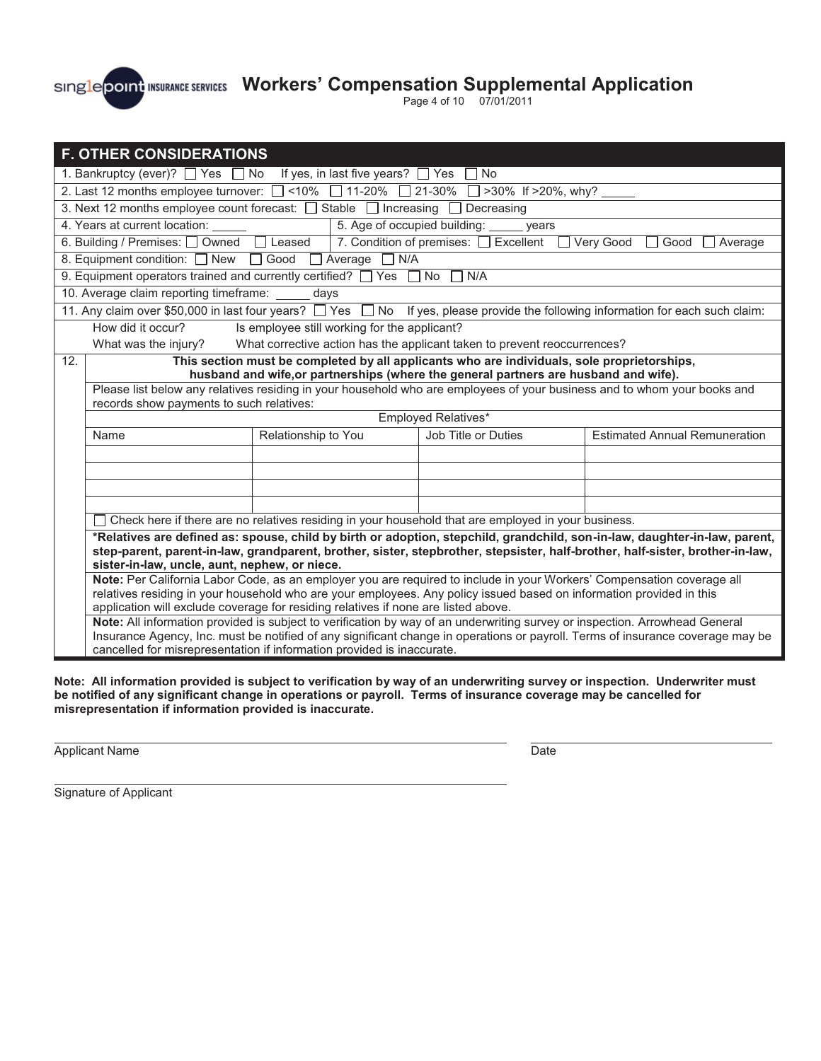# Workers' Compensation Supplemental Application

## F. OTHER CONSIDERATIONS

1. Bankruptcy (ever)? ☐ Yes ☐ No  If yes, in last five years? ☐ Yes ☐ No
2. Last 12 months employee turnover: ☐ <10% ☐ 11-20% ☐ 21-30% ☐ >30% If >20%, why? _____
3. Next 12 months employee count forecast: ☐ Stable ☐ Increasing ☐ Decreasing
4. Years at current location: _____
5. Age of occupied building: _____ years
6. Building / Premises: ☐ Owned ☐ Leased
7. Condition of premises: ☐ Excellent ☐ Very Good ☐ Good ☐ Average
8. Equipment condition: ☐ New ☐ Good ☐ Average ☐ N/A
9. Equipment operators trained and currently certified? ☐ Yes ☐ No ☐ N/A
10. Average claim reporting timeframe: _____ days
11. Any claim over $50,000 in last four years? ☐ Yes ☐ No  If yes, please provide the following information for each such claim:
    - How did it occur?
    - Is employee still working for the applicant?
    - What was the injury?
    - What corrective action has the applicant taken to prevent reoccurrences?
12. **This section must be completed by all applicants who are individuals, sole proprietorships, husband and wife,or partnerships (where the general partners are husband and wife).**

Please list below any relatives residing in your household who are employees of your business and to whom your books and records show payments to such relatives:

| Employed Relatives* | | | |
|---|---|---|---|
| Name | Relationship to You | Job Title or Duties | Estimated Annual Remuneration |
| | | | |
| | | | |
| | | | |
| | | | |

☐ Check here if there are no relatives residing in your household that are employed in your business.

**\*Relatives are defined as: spouse, child by birth or adoption, stepchild, grandchild, son-in-law, daughter-in-law, parent, step-parent, parent-in-law, grandparent, brother, sister, stepbrother, stepsister, half-brother, half-sister, brother-in-law, sister-in-law, uncle, aunt, nephew, or niece.**

**Note:** Per California Labor Code, as an employer you are required to include in your Workers' Compensation coverage all relatives residing in your household who are your employees. Any policy issued based on information provided in this application will exclude coverage for residing relatives if none are listed above.

**Note:** All information provided is subject to verification by way of an underwriting survey or inspection. Arrowhead General Insurance Agency, Inc. must be notified of any significant change in operations or payroll. Terms of insurance coverage may be cancelled for misrepresentation if information provided is inaccurate.

**Note: All information provided is subject to verification by way of an underwriting survey or inspection. Underwriter must be notified of any significant change in operations or payroll. Terms of insurance coverage may be cancelled for misrepresentation if information provided is inaccurate.**

______________________________ Applicant Name

______________________________ Date

______________________________ Signature of Applicant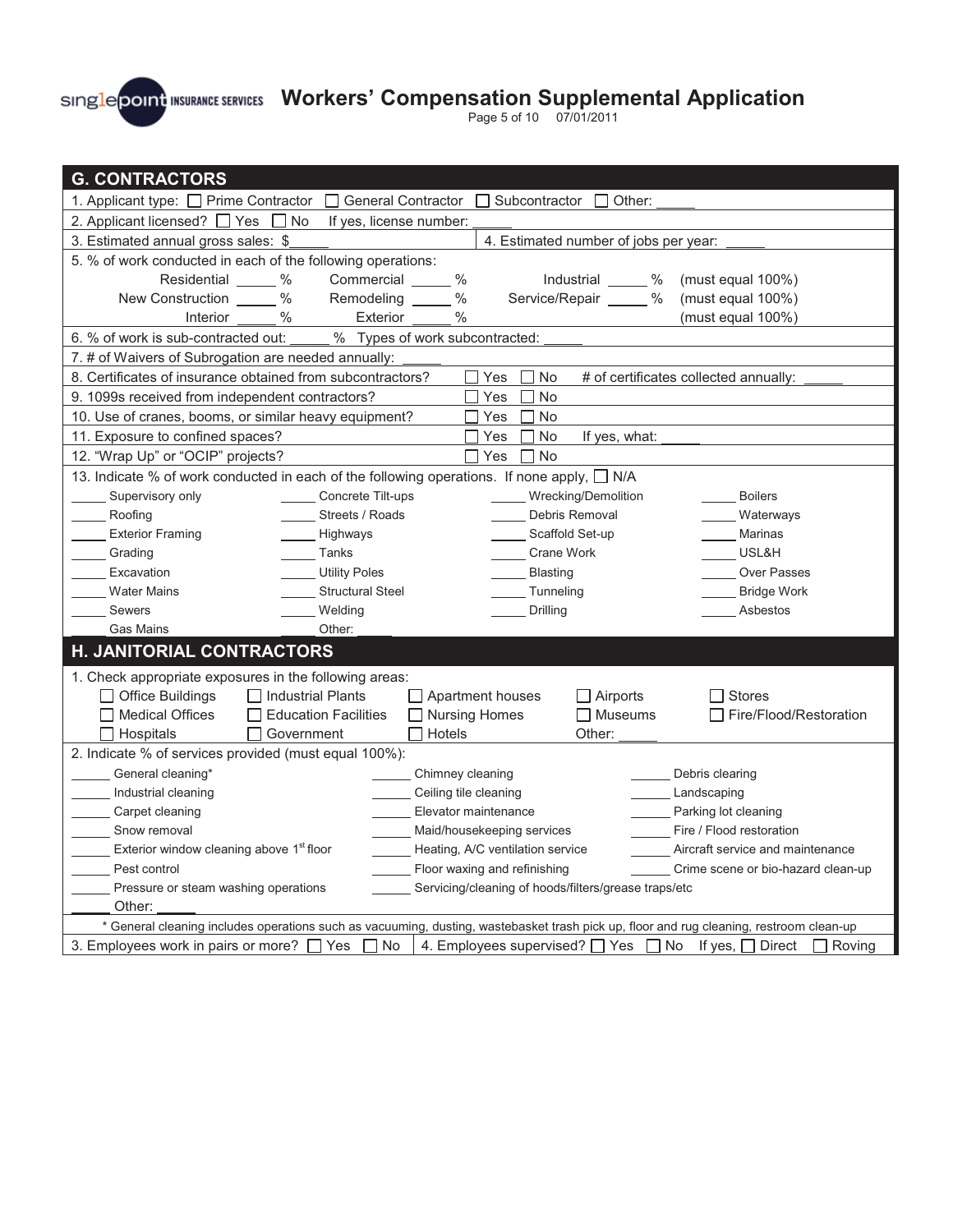## G. CONTRACTORS

1. Applicant type: ☐ Prime Contractor ☐ General Contractor ☐ Subcontractor ☐ Other: _____

2. Applicant licensed? ☐ Yes ☐ No If yes, license number: _____

3. Estimated annual gross sales: $_____

4. Estimated number of jobs per year: _____

5. % of work conducted in each of the following operations:

| | | | |
|---|---|---|---|
| Residential _____ % | Commercial _____ % | Industrial _____ % | (must equal 100%) |
| New Construction _____ % | Remodeling _____ % | Service/Repair _____ % | (must equal 100%) |
| Interior _____ % | Exterior _____ % | | (must equal 100%) |

6. % of work is sub-contracted out: _____ % Types of work subcontracted: _____

7. # of Waivers of Subrogation are needed annually: _____

8. Certificates of insurance obtained from subcontractors? ☐ Yes ☐ No # of certificates collected annually: _____

9. 1099s received from independent contractors? ☐ Yes ☐ No

10. Use of cranes, booms, or similar heavy equipment? ☐ Yes ☐ No

11. Exposure to confined spaces? ☐ Yes ☐ No If yes, what: _____

12. "Wrap Up" or "OCIP" projects? ☐ Yes ☐ No

13. Indicate % of work conducted in each of the following operations. If none apply, ☐ N/A

| | | | |
|---|---|---|---|
| _____ Supervisory only | _____ Concrete Tilt-ups | _____ Wrecking/Demolition | _____ Boilers |
| _____ Roofing | _____ Streets / Roads | _____ Debris Removal | _____ Waterways |
| _____ Exterior Framing | _____ Highways | _____ Scaffold Set-up | _____ Marinas |
| _____ Grading | _____ Tanks | _____ Crane Work | _____ USL&H |
| _____ Excavation | _____ Utility Poles | _____ Blasting | _____ Over Passes |
| _____ Water Mains | _____ Structural Steel | _____ Tunneling | _____ Bridge Work |
| _____ Sewers | _____ Welding | _____ Drilling | _____ Asbestos |
| _____ Gas Mains | _____ Other: _____ | | |

## H. JANITORIAL CONTRACTORS

1. Check appropriate exposures in the following areas:

| | | | | |
|---|---|---|---|---|
| ☐ Office Buildings | ☐ Industrial Plants | ☐ Apartment houses | ☐ Airports | ☐ Stores |
| ☐ Medical Offices | ☐ Education Facilities | ☐ Nursing Homes | ☐ Museums | ☐ Fire/Flood/Restoration |
| ☐ Hospitals | ☐ Government | ☐ Hotels | Other: _____ | |

2. Indicate % of services provided (must equal 100%):

| | | |
|---|---|---|
| _____ General cleaning* | _____ Chimney cleaning | _____ Debris clearing |
| _____ Industrial cleaning | _____ Ceiling tile cleaning | _____ Landscaping |
| _____ Carpet cleaning | _____ Elevator maintenance | _____ Parking lot cleaning |
| _____ Snow removal | _____ Maid/housekeeping services | _____ Fire / Flood restoration |
| _____ Exterior window cleaning above 1st floor | _____ Heating, A/C ventilation service | _____ Aircraft service and maintenance |
| _____ Pest control | _____ Floor waxing and refinishing | _____ Crime scene or bio-hazard clean-up |
| _____ Pressure or steam washing operations | _____ Servicing/cleaning of hoods/filters/grease traps/etc | |
| _____ Other: _____ | | |

\* General cleaning includes operations such as vacuuming, dusting, wastebasket trash pick up, floor and rug cleaning, restroom clean-up

3. Employees work in pairs or more? ☐ Yes ☐ No

4. Employees supervised? ☐ Yes ☐ No If yes, ☐ Direct ☐ Roving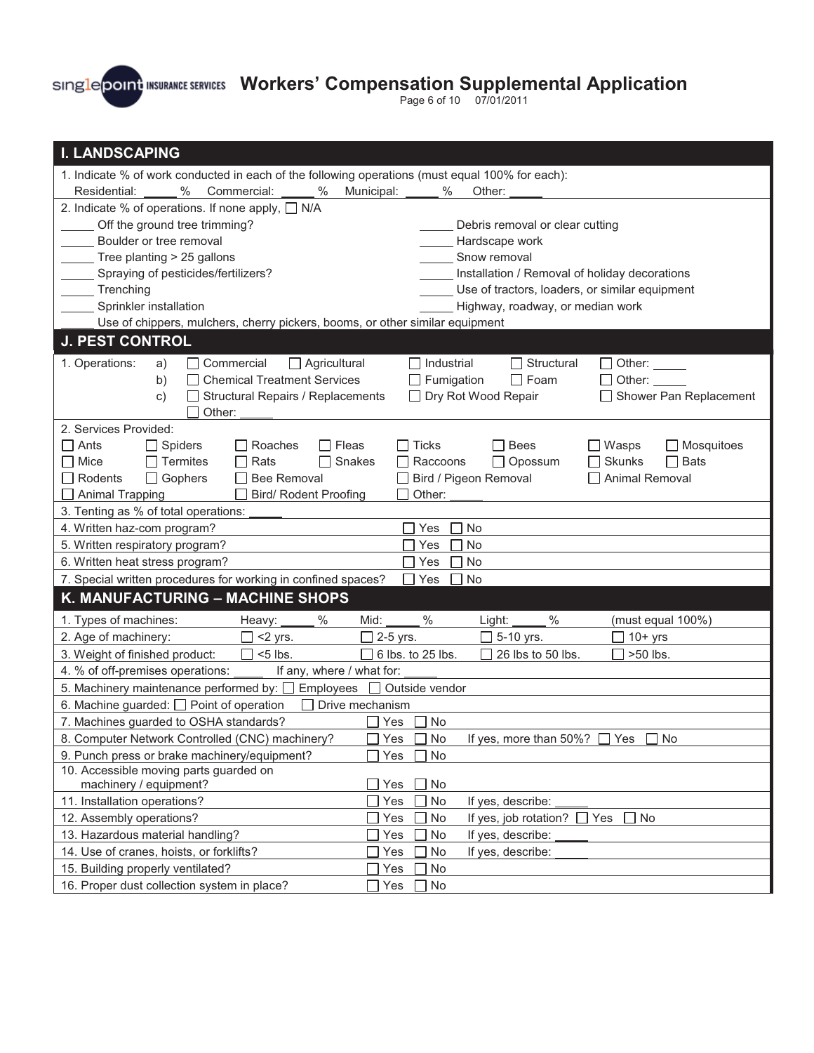## I. LANDSCAPING

1. Indicate % of work conducted in each of the following operations (must equal 100% for each):
   Residential: _____ % Commercial: _____ % Municipal: _____ % Other: _____

2. Indicate % of operations. If none apply, ☐ N/A

| | |
|---|---|
| _____ Off the ground tree trimming? | _____ Debris removal or clear cutting |
| _____ Boulder or tree removal | _____ Hardscape work |
| _____ Tree planting > 25 gallons | _____ Snow removal |
| _____ Spraying of pesticides/fertilizers? | _____ Installation / Removal of holiday decorations |
| _____ Trenching | _____ Use of tractors, loaders, or similar equipment |
| _____ Sprinkler installation | _____ Highway, roadway, or median work |
| _____ Use of chippers, mulchers, cherry pickers, booms, or other similar equipment | |

## J. PEST CONTROL

1. Operations:
   - a) ☐ Commercial ☐ Agricultural ☐ Industrial ☐ Structural ☐ Other: _____
   - b) ☐ Chemical Treatment Services ☐ Fumigation ☐ Foam ☐ Other: _____
   - c) ☐ Structural Repairs / Replacements ☐ Dry Rot Wood Repair ☐ Shower Pan Replacement ☐ Other: _____

2. Services Provided:

| | | | | | | | |
|---|---|---|---|---|---|---|---|
| ☐ Ants | ☐ Spiders | ☐ Roaches | ☐ Fleas | ☐ Ticks | ☐ Bees | ☐ Wasps | ☐ Mosquitoes |
| ☐ Mice | ☐ Termites | ☐ Rats | ☐ Snakes | ☐ Raccoons | ☐ Opossum | ☐ Skunks | ☐ Bats |
| ☐ Rodents | ☐ Gophers | ☐ Bee Removal | | ☐ Bird / Pigeon Removal | | ☐ Animal Removal | |
| ☐ Animal Trapping | | ☐ Bird/ Rodent Proofing | | ☐ Other: _____ | | | |

3. Tenting as % of total operations: _____

| | |
|---|---|
| 4. Written haz-com program? | ☐ Yes ☐ No |
| 5. Written respiratory program? | ☐ Yes ☐ No |
| 6. Written heat stress program? | ☐ Yes ☐ No |
| 7. Special written procedures for working in confined spaces? | ☐ Yes ☐ No |

## K. MANUFACTURING – MACHINE SHOPS

| | | | | |
|---|---|---|---|---|
| 1. Types of machines: | Heavy: _____ % | Mid: _____ % | Light: _____ % | (must equal 100%) |
| 2. Age of machinery: | ☐ <2 yrs. | ☐ 2-5 yrs. | ☐ 5-10 yrs. | ☐ 10+ yrs |
| 3. Weight of finished product: | ☐ <5 lbs. | ☐ 6 lbs. to 25 lbs. | ☐ 26 lbs to 50 lbs. | ☐ >50 lbs. |

4. % of off-premises operations: _____ If any, where / what for: _____

5. Machinery maintenance performed by: ☐ Employees ☐ Outside vendor

6. Machine guarded: ☐ Point of operation ☐ Drive mechanism

| | | |
|---|---|---|
| 7. Machines guarded to OSHA standards? | ☐ Yes ☐ No | |
| 8. Computer Network Controlled (CNC) machinery? | ☐ Yes ☐ No | If yes, more than 50%? ☐ Yes ☐ No |
| 9. Punch press or brake machinery/equipment? | ☐ Yes ☐ No | |
| 10. Accessible moving parts guarded on machinery / equipment? | ☐ Yes ☐ No | |
| 11. Installation operations? | ☐ Yes ☐ No | If yes, describe: _____ |
| 12. Assembly operations? | ☐ Yes ☐ No | If yes, job rotation? ☐ Yes ☐ No |
| 13. Hazardous material handling? | ☐ Yes ☐ No | If yes, describe: _____ |
| 14. Use of cranes, hoists, or forklifts? | ☐ Yes ☐ No | If yes, describe: _____ |
| 15. Building properly ventilated? | ☐ Yes ☐ No | |
| 16. Proper dust collection system in place? | ☐ Yes ☐ No | |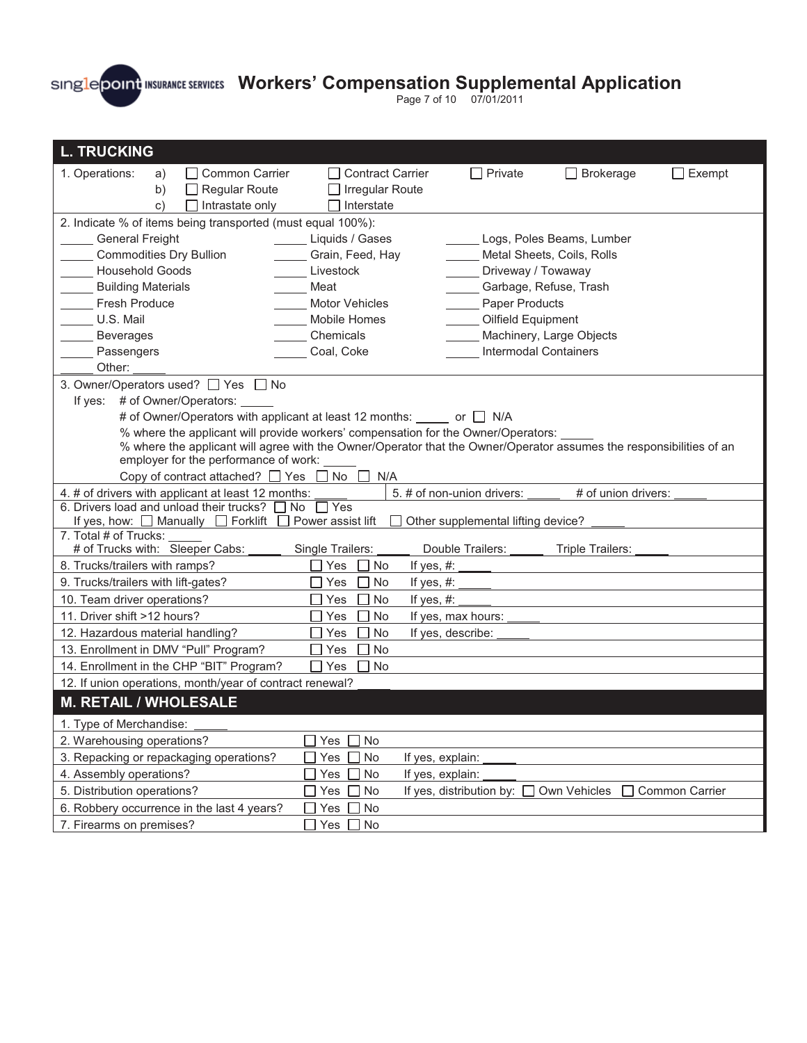# Workers' Compensation Supplemental Application

## L. TRUCKING

1. Operations:
   - a) ☐ Common Carrier ☐ Contract Carrier ☐ Private ☐ Brokerage ☐ Exempt
   - b) ☐ Regular Route ☐ Irregular Route
   - c) ☐ Intrastate only ☐ Interstate

2. Indicate % of items being transported (must equal 100%):

| | | |
|---|---|---|
| _____ General Freight | _____ Liquids / Gases | _____ Logs, Poles Beams, Lumber |
| _____ Commodities Dry Bullion | _____ Grain, Feed, Hay | _____ Metal Sheets, Coils, Rolls |
| _____ Household Goods | _____ Livestock | _____ Driveway / Towaway |
| _____ Building Materials | _____ Meat | _____ Garbage, Refuse, Trash |
| _____ Fresh Produce | _____ Motor Vehicles | _____ Paper Products |
| _____ U.S. Mail | _____ Mobile Homes | _____ Oilfield Equipment |
| _____ Beverages | _____ Chemicals | _____ Machinery, Large Objects |
| _____ Passengers | _____ Coal, Coke | _____ Intermodal Containers |
| _____ Other: _____ | | |

3. Owner/Operators used? ☐ Yes ☐ No
   - If yes: # of Owner/Operators: _____
   - # of Owner/Operators with applicant at least 12 months: _____ or ☐ N/A
   - % where the applicant will provide workers' compensation for the Owner/Operators: _____
   - % where the applicant will agree with the Owner/Operator that the Owner/Operator assumes the responsibilities of an employer for the performance of work: _____
   - Copy of contract attached? ☐ Yes ☐ No ☐ N/A

4. # of drivers with applicant at least 12 months: _____

5. # of non-union drivers: _____ # of union drivers: _____

6. Drivers load and unload their trucks? ☐ No ☐ Yes
   - If yes, how: ☐ Manually ☐ Forklift ☐ Power assist lift ☐ Other supplemental lifting device? _____

7. Total # of Trucks: _____
   - # of Trucks with: Sleeper Cabs: _____ Single Trailers: _____ Double Trailers: _____ Triple Trailers: _____

| | | |
|---|---|---|
| 8. Trucks/trailers with ramps? | ☐ Yes ☐ No | If yes, #: _____ |
| 9. Trucks/trailers with lift-gates? | ☐ Yes ☐ No | If yes, #: _____ |
| 10. Team driver operations? | ☐ Yes ☐ No | If yes, #: _____ |
| 11. Driver shift >12 hours? | ☐ Yes ☐ No | If yes, max hours: _____ |
| 12. Hazardous material handling? | ☐ Yes ☐ No | If yes, describe: _____ |
| 13. Enrollment in DMV "Pull" Program? | ☐ Yes ☐ No | |
| 14. Enrollment in the CHP "BIT" Program? | ☐ Yes ☐ No | |

12. If union operations, month/year of contract renewal? _____

## M. RETAIL / WHOLESALE

1. Type of Merchandise: _____

| | | |
|---|---|---|
| 2. Warehousing operations? | ☐ Yes ☐ No | |
| 3. Repacking or repackaging operations? | ☐ Yes ☐ No | If yes, explain: _____ |
| 4. Assembly operations? | ☐ Yes ☐ No | If yes, explain: _____ |
| 5. Distribution operations? | ☐ Yes ☐ No | If yes, distribution by: ☐ Own Vehicles ☐ Common Carrier |
| 6. Robbery occurrence in the last 4 years? | ☐ Yes ☐ No | |
| 7. Firearms on premises? | ☐ Yes ☐ No | |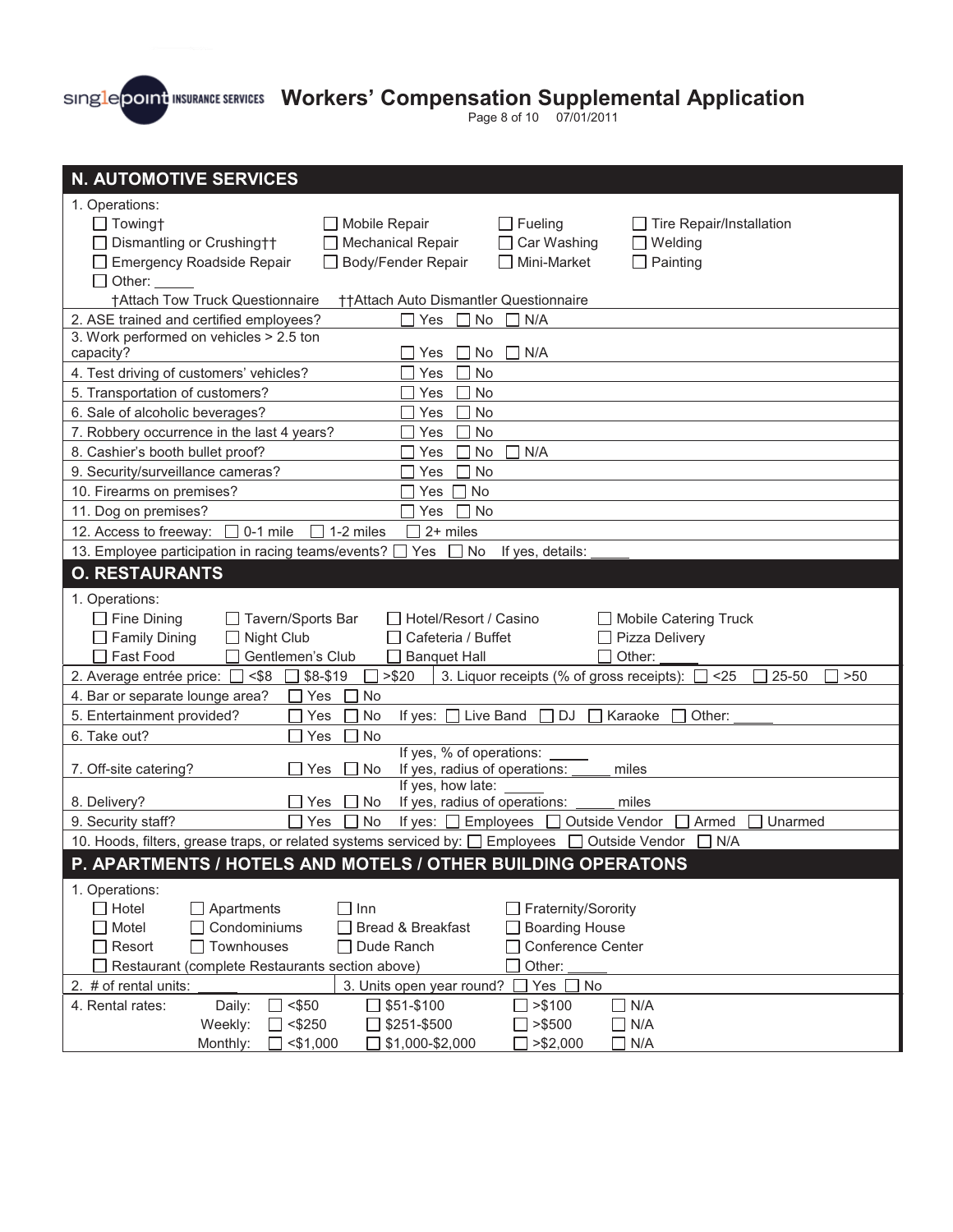# Workers' Compensation Supplemental Application

## N. AUTOMOTIVE SERVICES

1. Operations:
   - ☐ Towing†
   - ☐ Mobile Repair
   - ☐ Fueling
   - ☐ Tire Repair/Installation
   - ☐ Dismantling or Crushing††
   - ☐ Mechanical Repair
   - ☐ Car Washing
   - ☐ Welding
   - ☐ Emergency Roadside Repair
   - ☐ Body/Fender Repair
   - ☐ Mini-Market
   - ☐ Painting
   - ☐ Other: _____

   †Attach Tow Truck Questionnaire ††Attach Auto Dismantler Questionnaire

| Question | Response |
|---|---|
| 2. ASE trained and certified employees? | ☐ Yes ☐ No ☐ N/A |
| 3. Work performed on vehicles > 2.5 ton capacity? | ☐ Yes ☐ No ☐ N/A |
| 4. Test driving of customers' vehicles? | ☐ Yes ☐ No |
| 5. Transportation of customers? | ☐ Yes ☐ No |
| 6. Sale of alcoholic beverages? | ☐ Yes ☐ No |
| 7. Robbery occurrence in the last 4 years? | ☐ Yes ☐ No |
| 8. Cashier's booth bullet proof? | ☐ Yes ☐ No ☐ N/A |
| 9. Security/surveillance cameras? | ☐ Yes ☐ No |
| 10. Firearms on premises? | ☐ Yes ☐ No |
| 11. Dog on premises? | ☐ Yes ☐ No |

12. Access to freeway: ☐ 0-1 mile ☐ 1-2 miles ☐ 2+ miles

13. Employee participation in racing teams/events? ☐ Yes ☐ No If yes, details: _____

## O. RESTAURANTS

1. Operations:
   - ☐ Fine Dining
   - ☐ Tavern/Sports Bar
   - ☐ Hotel/Resort / Casino
   - ☐ Mobile Catering Truck
   - ☐ Family Dining
   - ☐ Night Club
   - ☐ Cafeteria / Buffet
   - ☐ Pizza Delivery
   - ☐ Fast Food
   - ☐ Gentlemen's Club
   - ☐ Banquet Hall
   - ☐ Other: _____

2. Average entrée price: ☐ <$8 ☐ $8-$19 ☐ >$20

3. Liquor receipts (% of gross receipts): ☐ <25 ☐ 25-50 ☐ >50

4. Bar or separate lounge area? ☐ Yes ☐ No

5. Entertainment provided? ☐ Yes ☐ No If yes: ☐ Live Band ☐ DJ ☐ Karaoke ☐ Other: _____

6. Take out? ☐ Yes ☐ No

7. Off-site catering? ☐ Yes ☐ No If yes, % of operations: _____ If yes, radius of operations: _____ miles

8. Delivery? ☐ Yes ☐ No If yes, how late: _____ If yes, radius of operations: _____ miles

9. Security staff? ☐ Yes ☐ No If yes: ☐ Employees ☐ Outside Vendor ☐ Armed ☐ Unarmed

10. Hoods, filters, grease traps, or related systems serviced by: ☐ Employees ☐ Outside Vendor ☐ N/A

## P. APARTMENTS / HOTELS AND MOTELS / OTHER BUILDING OPERATONS

1. Operations:
   - ☐ Hotel
   - ☐ Apartments
   - ☐ Inn
   - ☐ Fraternity/Sorority
   - ☐ Motel
   - ☐ Condominiums
   - ☐ Bread & Breakfast
   - ☐ Boarding House
   - ☐ Resort
   - ☐ Townhouses
   - ☐ Dude Ranch
   - ☐ Conference Center
   - ☐ Restaurant (complete Restaurants section above)
   - ☐ Other: _____

2. # of rental units: _____

3. Units open year round? ☐ Yes ☐ No

4. Rental rates:

| | | | | |
|---|---|---|---|---|
| Daily: | ☐ <$50 | ☐ $51-$100 | ☐ >$100 | ☐ N/A |
| Weekly: | ☐ <$250 | ☐ $251-$500 | ☐ >$500 | ☐ N/A |
| Monthly: | ☐ <$1,000 | ☐ $1,000-$2,000 | ☐ >$2,000 | ☐ N/A |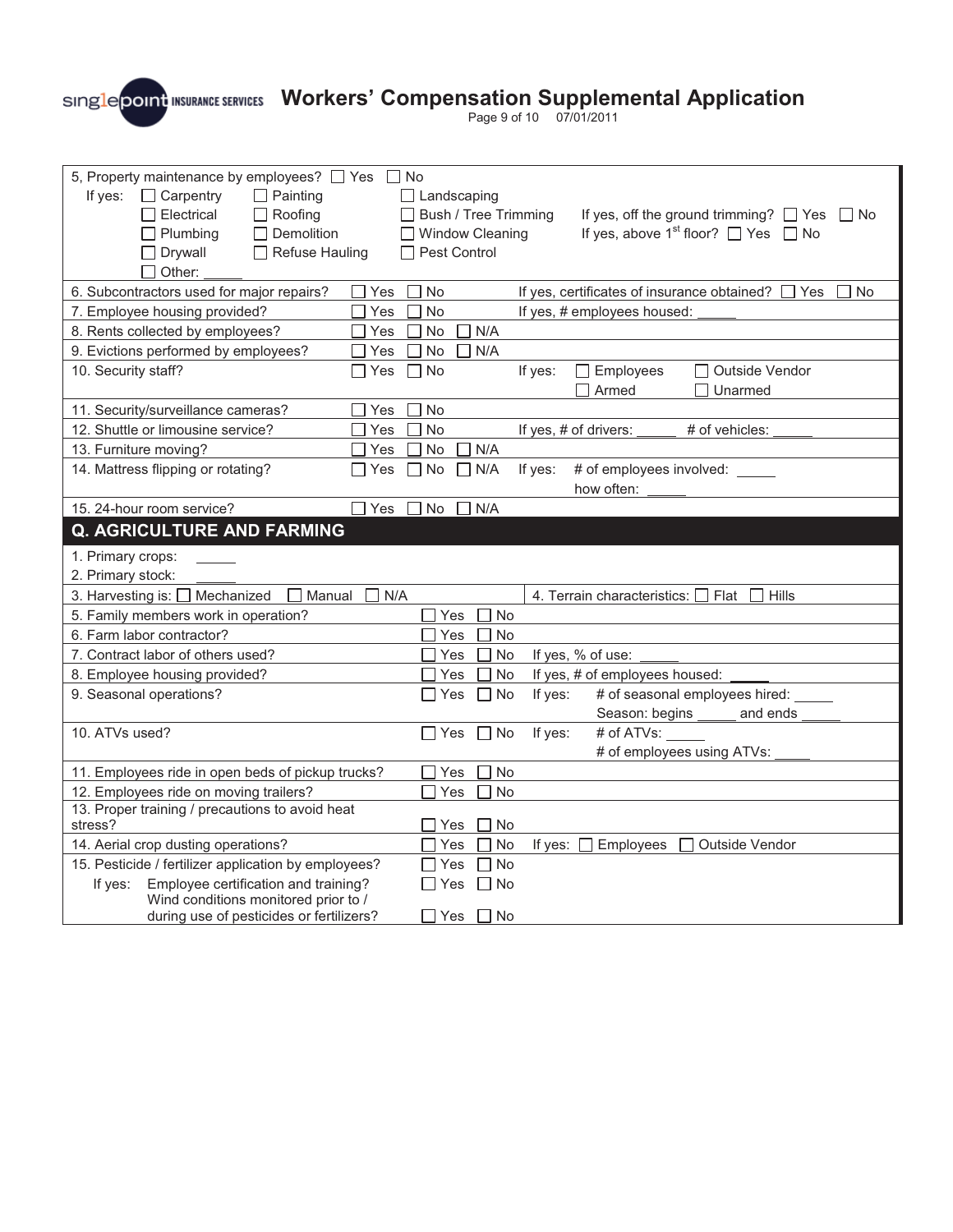# Workers' Compensation Supplemental Application

| | | |
|---|---|---|
| 5, Property maintenance by employees? ☐ Yes ☐ No<br>If yes: ☐ Carpentry ☐ Painting ☐ Landscaping<br>☐ Electrical ☐ Roofing ☐ Bush / Tree Trimming — If yes, off the ground trimming? ☐ Yes ☐ No<br>☐ Plumbing ☐ Demolition ☐ Window Cleaning — If yes, above 1st floor? ☐ Yes ☐ No<br>☐ Drywall ☐ Refuse Hauling ☐ Pest Control<br>☐ Other: _____ | | |
| 6. Subcontractors used for major repairs? | ☐ Yes ☐ No | If yes, certificates of insurance obtained? ☐ Yes ☐ No |
| 7. Employee housing provided? | ☐ Yes ☐ No | If yes, # employees housed: _____ |
| 8. Rents collected by employees? | ☐ Yes ☐ No ☐ N/A | |
| 9. Evictions performed by employees? | ☐ Yes ☐ No ☐ N/A | |
| 10. Security staff? | ☐ Yes ☐ No | If yes: ☐ Employees ☐ Outside Vendor<br>☐ Armed ☐ Unarmed |
| 11. Security/surveillance cameras? | ☐ Yes ☐ No | |
| 12. Shuttle or limousine service? | ☐ Yes ☐ No | If yes, # of drivers: _____ # of vehicles: _____ |
| 13. Furniture moving? | ☐ Yes ☐ No ☐ N/A | |
| 14. Mattress flipping or rotating? | ☐ Yes ☐ No ☐ N/A | If yes: # of employees involved: _____<br>how often: _____ |
| 15. 24-hour room service? | ☐ Yes ☐ No ☐ N/A | |

## Q. AGRICULTURE AND FARMING

| | | |
|---|---|---|
| 1. Primary crops: _____<br>2. Primary stock: _____ | | |
| 3. Harvesting is: ☐ Mechanized ☐ Manual ☐ N/A | | 4. Terrain characteristics: ☐ Flat ☐ Hills |
| 5. Family members work in operation? | ☐ Yes ☐ No | |
| 6. Farm labor contractor? | ☐ Yes ☐ No | |
| 7. Contract labor of others used? | ☐ Yes ☐ No | If yes, % of use: _____ |
| 8. Employee housing provided? | ☐ Yes ☐ No | If yes, # of employees housed: _____ |
| 9. Seasonal operations? | ☐ Yes ☐ No | If yes: # of seasonal employees hired: _____<br>Season: begins _____ and ends _____ |
| 10. ATVs used? | ☐ Yes ☐ No | If yes: # of ATVs: _____<br># of employees using ATVs: _____ |
| 11. Employees ride in open beds of pickup trucks? | ☐ Yes ☐ No | |
| 12. Employees ride on moving trailers? | ☐ Yes ☐ No | |
| 13. Proper training / precautions to avoid heat stress? | ☐ Yes ☐ No | |
| 14. Aerial crop dusting operations? | ☐ Yes ☐ No | If yes: ☐ Employees ☐ Outside Vendor |
| 15. Pesticide / fertilizer application by employees? | ☐ Yes ☐ No | |
| If yes: Employee certification and training? | ☐ Yes ☐ No | |
| Wind conditions monitored prior to / during use of pesticides or fertilizers? | ☐ Yes ☐ No | |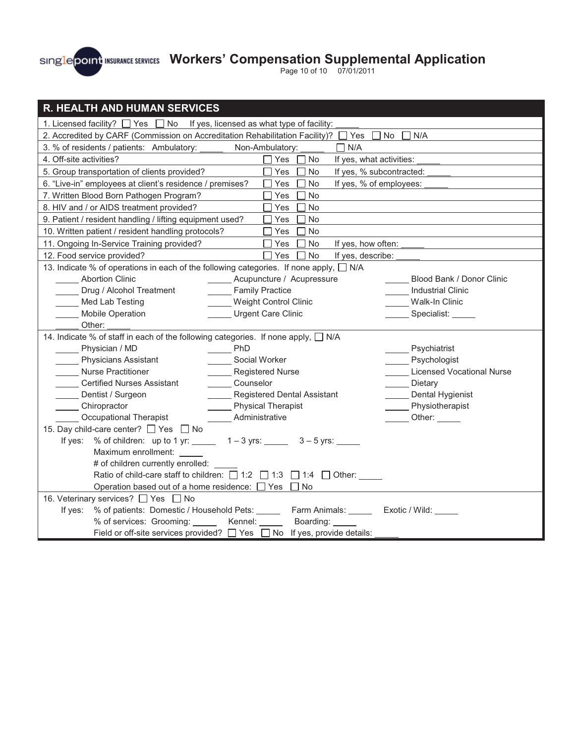# Workers' Compensation Supplemental Application

## R. HEALTH AND HUMAN SERVICES

1. Licensed facility? ☐ Yes ☐ No If yes, licensed as what type of facility: _____
2. Accredited by CARF (Commission on Accreditation Rehabilitation Facility)? ☐ Yes ☐ No ☐ N/A
3. % of residents / patients: Ambulatory: _____ Non-Ambulatory: _____ ☐ N/A
4. Off-site activities? ☐ Yes ☐ No If yes, what activities: _____
5. Group transportation of clients provided? ☐ Yes ☐ No If yes, % subcontracted: _____
6. "Live-in" employees at client's residence / premises? ☐ Yes ☐ No If yes, % of employees: _____
7. Written Blood Born Pathogen Program? ☐ Yes ☐ No
8. HIV and / or AIDS treatment provided? ☐ Yes ☐ No
9. Patient / resident handling / lifting equipment used? ☐ Yes ☐ No
10. Written patient / resident handling protocols? ☐ Yes ☐ No
11. Ongoing In-Service Training provided? ☐ Yes ☐ No If yes, how often: _____
12. Food service provided? ☐ Yes ☐ No If yes, describe: _____
13. Indicate % of operations in each of the following categories. If none apply, ☐ N/A

| | | |
|---|---|---|
| _____ Abortion Clinic | _____ Acupuncture / Acupressure | _____ Blood Bank / Donor Clinic |
| _____ Drug / Alcohol Treatment | _____ Family Practice | _____ Industrial Clinic |
| _____ Med Lab Testing | _____ Weight Control Clinic | _____ Walk-In Clinic |
| _____ Mobile Operation | _____ Urgent Care Clinic | _____ Specialist: _____ |
| _____ Other: _____ | | |

14. Indicate % of staff in each of the following categories. If none apply, ☐ N/A

| | | |
|---|---|---|
| _____ Physician / MD | _____ PhD | _____ Psychiatrist |
| _____ Physicians Assistant | _____ Social Worker | _____ Psychologist |
| _____ Nurse Practitioner | _____ Registered Nurse | _____ Licensed Vocational Nurse |
| _____ Certified Nurses Assistant | _____ Counselor | _____ Dietary |
| _____ Dentist / Surgeon | _____ Registered Dental Assistant | _____ Dental Hygienist |
| _____ Chiropractor | _____ Physical Therapist | _____ Physiotherapist |
| _____ Occupational Therapist | _____ Administrative | _____ Other: _____ |

15. Day child-care center? ☐ Yes ☐ No
    - If yes: % of children: up to 1 yr: _____ 1 – 3 yrs: _____ 3 – 5 yrs: _____
    - Maximum enrollment: _____
    - # of children currently enrolled: _____
    - Ratio of child-care staff to children: ☐ 1:2 ☐ 1:3 ☐ 1:4 ☐ Other: _____
    - Operation based out of a home residence: ☐ Yes ☐ No
16. Veterinary services? ☐ Yes ☐ No
    - If yes: % of patients: Domestic / Household Pets: _____ Farm Animals: _____ Exotic / Wild: _____
    - % of services: Grooming: _____ Kennel: _____ Boarding: _____
    - Field or off-site services provided? ☐ Yes ☐ No If yes, provide details: _____